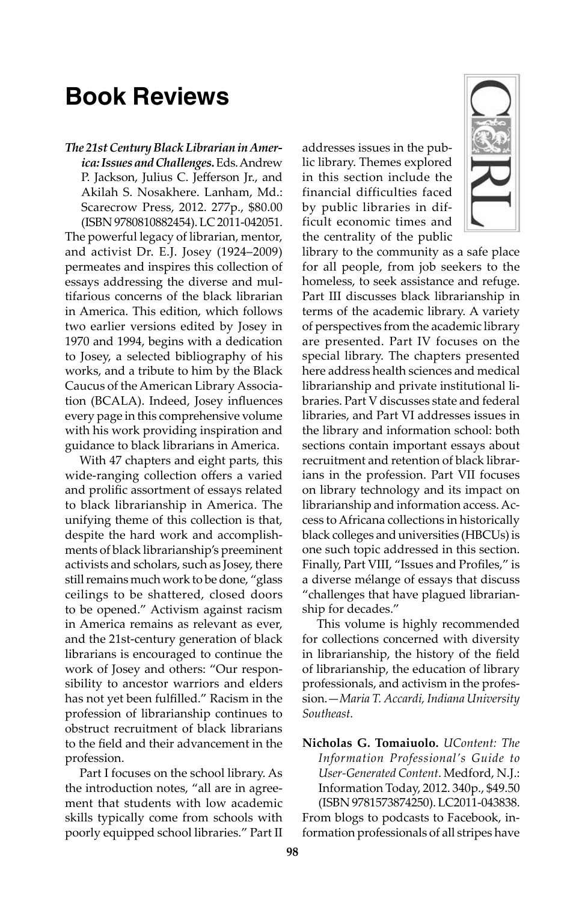# Book Reviews

***The 21st Century Black Librarian in America: Issues and Challenges.*** Eds. Andrew P. Jackson, Julius C. Jefferson Jr., and Akilah S. Nosakhere. Lanham, Md.: Scarecrow Press, 2012. 277p., $80.00 (ISBN 9780810882454). LC 2011-042051.

The powerful legacy of librarian, mentor, and activist Dr. E.J. Josey (1924–2009) permeates and inspires this collection of essays addressing the diverse and multifarious concerns of the black librarian in America. This edition, which follows two earlier versions edited by Josey in 1970 and 1994, begins with a dedication to Josey, a selected bibliography of his works, and a tribute to him by the Black Caucus of the American Library Association (BCALA). Indeed, Josey influences every page in this comprehensive volume with his work providing inspiration and guidance to black librarians in America.

With 47 chapters and eight parts, this wide-ranging collection offers a varied and prolific assortment of essays related to black librarianship in America. The unifying theme of this collection is that, despite the hard work and accomplishments of black librarianship's preeminent activists and scholars, such as Josey, there still remains much work to be done, "glass ceilings to be shattered, closed doors to be opened." Activism against racism in America remains as relevant as ever, and the 21st-century generation of black librarians is encouraged to continue the work of Josey and others: "Our responsibility to ancestor warriors and elders has not yet been fulfilled." Racism in the profession of librarianship continues to obstruct recruitment of black librarians to the field and their advancement in the profession.

Part I focuses on the school library. As the introduction notes, "all are in agreement that students with low academic skills typically come from schools with poorly equipped school libraries." Part II addresses issues in the public library. Themes explored in this section include the financial difficulties faced by public libraries in difficult economic times and the centrality of the public library to the community as a safe place for all people, from job seekers to the homeless, to seek assistance and refuge. Part III discusses black librarianship in terms of the academic library. A variety of perspectives from the academic library are presented. Part IV focuses on the special library. The chapters presented here address health sciences and medical librarianship and private institutional libraries. Part V discusses state and federal libraries, and Part VI addresses issues in the library and information school: both sections contain important essays about recruitment and retention of black librarians in the profession. Part VII focuses on library technology and its impact on librarianship and information access. Access to Africana collections in historically black colleges and universities (HBCUs) is one such topic addressed in this section. Finally, Part VIII, "Issues and Profiles," is a diverse mélange of essays that discuss "challenges that have plagued librarianship for decades."

This volume is highly recommended for collections concerned with diversity in librarianship, the history of the field of librarianship, the education of library professionals, and activism in the profession.—*Maria T. Accardi, Indiana University Southeast.*

**Nicholas G. Tomaiuolo.** *UContent: The Information Professional's Guide to User-Generated Content.* Medford, N.J.: Information Today, 2012. 340p., $49.50 (ISBN 9781573874250). LC2011-043838.

From blogs to podcasts to Facebook, information professionals of all stripes have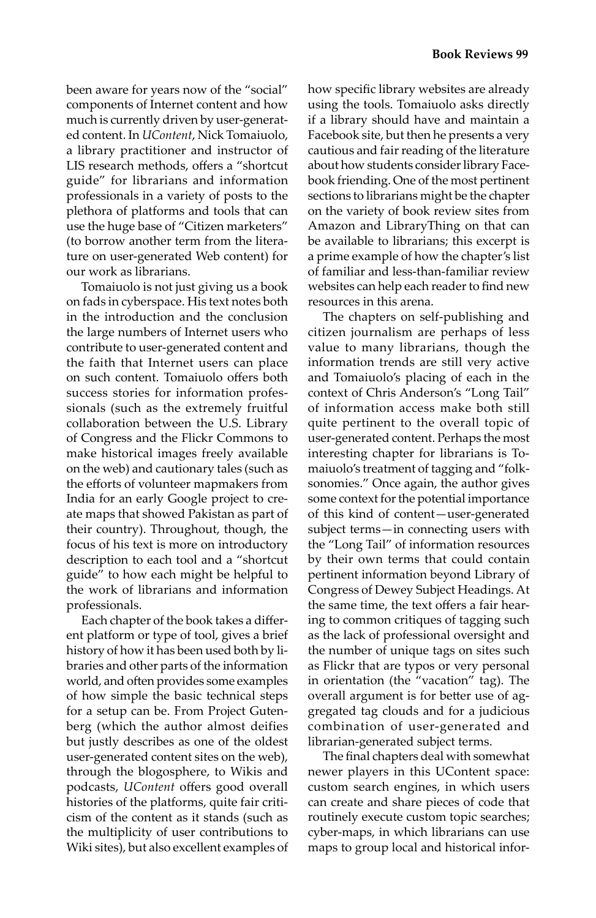been aware for years now of the "social" components of Internet content and how much is currently driven by user-generated content. In *UContent*, Nick Tomaiuolo, a library practitioner and instructor of LIS research methods, offers a "shortcut guide" for librarians and information professionals in a variety of posts to the plethora of platforms and tools that can use the huge base of "Citizen marketers" (to borrow another term from the literature on user-generated Web content) for our work as librarians.

Tomaiuolo is not just giving us a book on fads in cyberspace. His text notes both in the introduction and the conclusion the large numbers of Internet users who contribute to user-generated content and the faith that Internet users can place on such content. Tomaiuolo offers both success stories for information professionals (such as the extremely fruitful collaboration between the U.S. Library of Congress and the Flickr Commons to make historical images freely available on the web) and cautionary tales (such as the efforts of volunteer mapmakers from India for an early Google project to create maps that showed Pakistan as part of their country). Throughout, though, the focus of his text is more on introductory description to each tool and a "shortcut guide" to how each might be helpful to the work of librarians and information professionals.

Each chapter of the book takes a different platform or type of tool, gives a brief history of how it has been used both by libraries and other parts of the information world, and often provides some examples of how simple the basic technical steps for a setup can be. From Project Gutenberg (which the author almost deifies but justly describes as one of the oldest user-generated content sites on the web), through the blogosphere, to Wikis and podcasts, *UContent* offers good overall histories of the platforms, quite fair criticism of the content as it stands (such as the multiplicity of user contributions to Wiki sites), but also excellent examples of how specific library websites are already using the tools. Tomaiuolo asks directly if a library should have and maintain a Facebook site, but then he presents a very cautious and fair reading of the literature about how students consider library Facebook friending. One of the most pertinent sections to librarians might be the chapter on the variety of book review sites from Amazon and LibraryThing on that can be available to librarians; this excerpt is a prime example of how the chapter's list of familiar and less-than-familiar review websites can help each reader to find new resources in this arena.

The chapters on self-publishing and citizen journalism are perhaps of less value to many librarians, though the information trends are still very active and Tomaiuolo's placing of each in the context of Chris Anderson's "Long Tail" of information access make both still quite pertinent to the overall topic of user-generated content. Perhaps the most interesting chapter for librarians is Tomaiuolo's treatment of tagging and "folksonomies." Once again, the author gives some context for the potential importance of this kind of content—user-generated subject terms—in connecting users with the "Long Tail" of information resources by their own terms that could contain pertinent information beyond Library of Congress of Dewey Subject Headings. At the same time, the text offers a fair hearing to common critiques of tagging such as the lack of professional oversight and the number of unique tags on sites such as Flickr that are typos or very personal in orientation (the "vacation" tag). The overall argument is for better use of aggregated tag clouds and for a judicious combination of user-generated and librarian-generated subject terms.

The final chapters deal with somewhat newer players in this UContent space: custom search engines, in which users can create and share pieces of code that routinely execute custom topic searches; cyber-maps, in which librarians can use maps to group local and historical infor-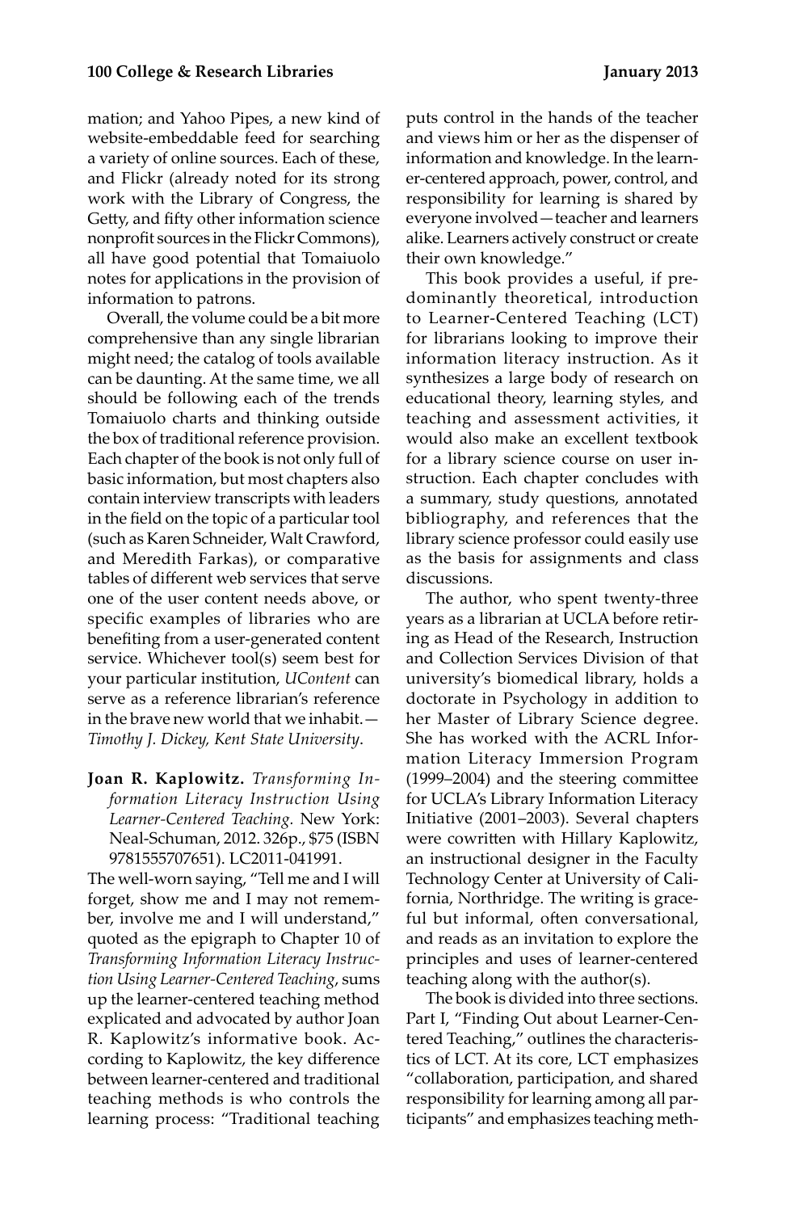mation; and Yahoo Pipes, a new kind of website-embeddable feed for searching a variety of online sources. Each of these, and Flickr (already noted for its strong work with the Library of Congress, the Getty, and fifty other information science nonprofit sources in the Flickr Commons), all have good potential that Tomaiuolo notes for applications in the provision of information to patrons.

Overall, the volume could be a bit more comprehensive than any single librarian might need; the catalog of tools available can be daunting. At the same time, we all should be following each of the trends Tomaiuolo charts and thinking outside the box of traditional reference provision. Each chapter of the book is not only full of basic information, but most chapters also contain interview transcripts with leaders in the field on the topic of a particular tool (such as Karen Schneider, Walt Crawford, and Meredith Farkas), or comparative tables of different web services that serve one of the user content needs above, or specific examples of libraries who are benefiting from a user-generated content service. Whichever tool(s) seem best for your particular institution, *UContent* can serve as a reference librarian's reference in the brave new world that we inhabit.—*Timothy J. Dickey, Kent State University*.

**Joan R. Kaplowitz.** *Transforming Information Literacy Instruction Using Learner-Centered Teaching*. New York: Neal-Schuman, 2012. 326p., $75 (ISBN 9781555707651). LC2011-041991.

The well-worn saying, "Tell me and I will forget, show me and I may not remember, involve me and I will understand," quoted as the epigraph to Chapter 10 of *Transforming Information Literacy Instruction Using Learner-Centered Teaching*, sums up the learner-centered teaching method explicated and advocated by author Joan R. Kaplowitz's informative book. According to Kaplowitz, the key difference between learner-centered and traditional teaching methods is who controls the learning process: "Traditional teaching puts control in the hands of the teacher and views him or her as the dispenser of information and knowledge. In the learner-centered approach, power, control, and responsibility for learning is shared by everyone involved—teacher and learners alike. Learners actively construct or create their own knowledge."

This book provides a useful, if predominantly theoretical, introduction to Learner-Centered Teaching (LCT) for librarians looking to improve their information literacy instruction. As it synthesizes a large body of research on educational theory, learning styles, and teaching and assessment activities, it would also make an excellent textbook for a library science course on user instruction. Each chapter concludes with a summary, study questions, annotated bibliography, and references that the library science professor could easily use as the basis for assignments and class discussions.

The author, who spent twenty-three years as a librarian at UCLA before retiring as Head of the Research, Instruction and Collection Services Division of that university's biomedical library, holds a doctorate in Psychology in addition to her Master of Library Science degree. She has worked with the ACRL Information Literacy Immersion Program (1999–2004) and the steering committee for UCLA's Library Information Literacy Initiative (2001–2003). Several chapters were cowritten with Hillary Kaplowitz, an instructional designer in the Faculty Technology Center at University of California, Northridge. The writing is graceful but informal, often conversational, and reads as an invitation to explore the principles and uses of learner-centered teaching along with the author(s).

The book is divided into three sections. Part I, "Finding Out about Learner-Centered Teaching," outlines the characteristics of LCT. At its core, LCT emphasizes "collaboration, participation, and shared responsibility for learning among all participants" and emphasizes teaching meth-